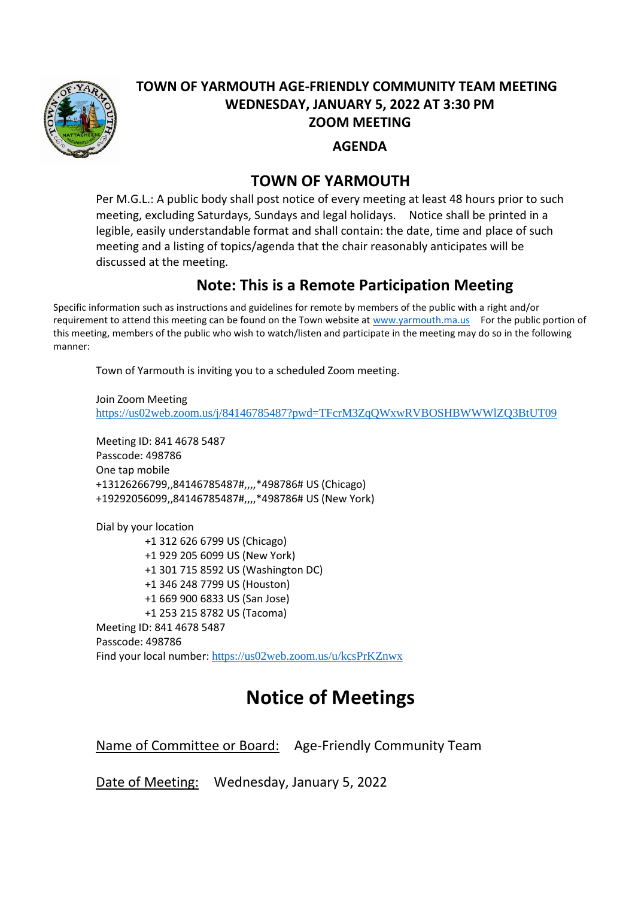# TOWN OF YARMOUTH AGE-FRIENDLY COMMUNITY TEAM MEETING
# WEDNESDAY, JANUARY 5, 2022 AT 3:30 PM
# ZOOM MEETING

## AGENDA

## TOWN OF YARMOUTH

Per M.G.L.: A public body shall post notice of every meeting at least 48 hours prior to such meeting, excluding Saturdays, Sundays and legal holidays. Notice shall be printed in a legible, easily understandable format and shall contain: the date, time and place of such meeting and a listing of topics/agenda that the chair reasonably anticipates will be discussed at the meeting.

## Note: This is a Remote Participation Meeting

Specific information such as instructions and guidelines for remote by members of the public with a right and/or requirement to attend this meeting can be found on the Town website at www.yarmouth.ma.us For the public portion of this meeting, members of the public who wish to watch/listen and participate in the meeting may do so in the following manner:

Town of Yarmouth is inviting you to a scheduled Zoom meeting.

Join Zoom Meeting
https://us02web.zoom.us/j/84146785487?pwd=TFcrM3ZqQWxwRVBOSHBWWWlZQ3BtUT09

Meeting ID: 841 4678 5487
Passcode: 498786
One tap mobile
+13126266799,,84146785487#,,,,*498786# US (Chicago)
+19292056099,,84146785487#,,,,*498786# US (New York)

Dial by your location
+1 312 626 6799 US (Chicago)
+1 929 205 6099 US (New York)
+1 301 715 8592 US (Washington DC)
+1 346 248 7799 US (Houston)
+1 669 900 6833 US (San Jose)
+1 253 215 8782 US (Tacoma)
Meeting ID: 841 4678 5487
Passcode: 498786
Find your local number: https://us02web.zoom.us/u/kcsPrKZnwx

# Notice of Meetings

Name of Committee or Board: Age-Friendly Community Team

Date of Meeting: Wednesday, January 5, 2022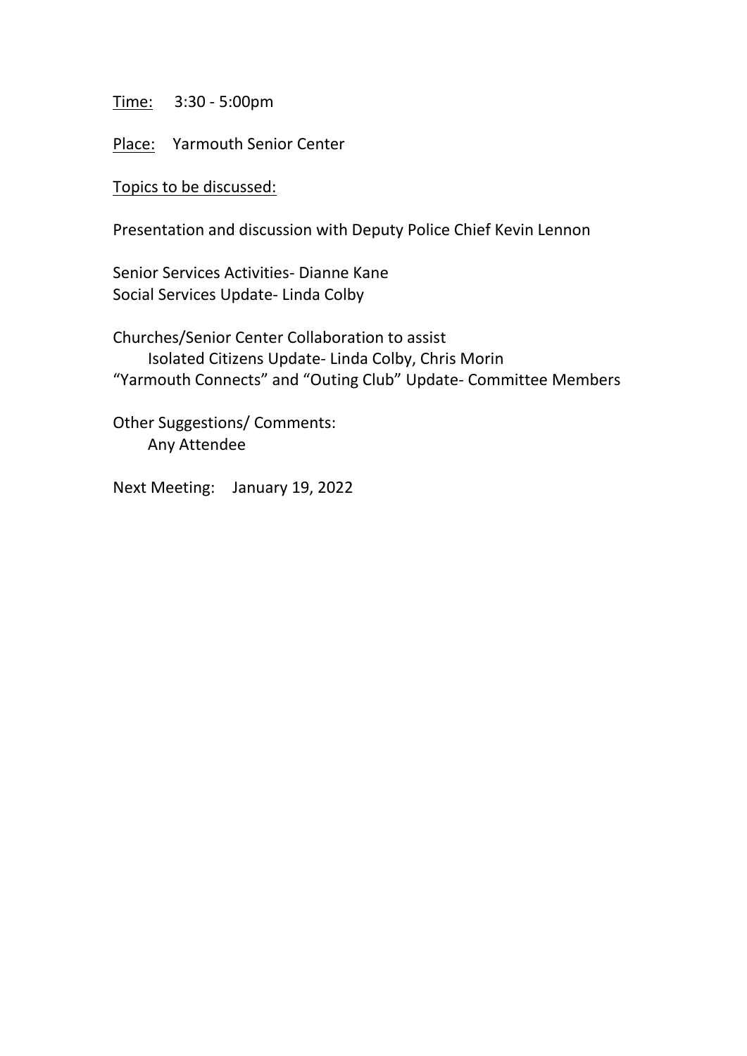<u>Time:</u> 3:30 - 5:00pm

<u>Place:</u> Yarmouth Senior Center

<u>Topics to be discussed:</u>

Presentation and discussion with Deputy Police Chief Kevin Lennon

Senior Services Activities- Dianne Kane
Social Services Update- Linda Colby

Churches/Senior Center Collaboration to assist
    Isolated Citizens Update- Linda Colby, Chris Morin
"Yarmouth Connects" and "Outing Club" Update- Committee Members

Other Suggestions/ Comments:
    Any Attendee

Next Meeting: January 19, 2022